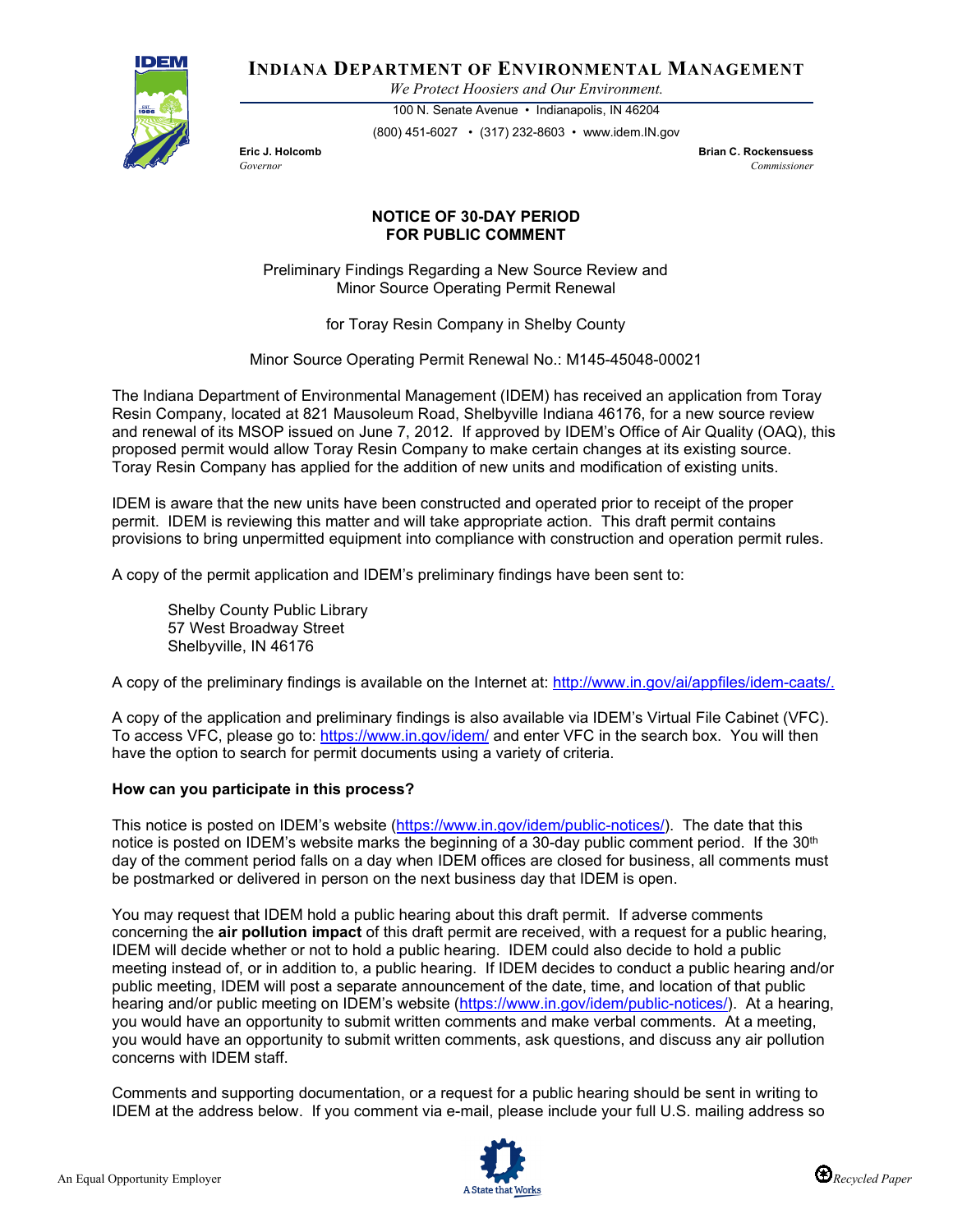**INDIANA DEPARTMENT OF ENVIRONMENTAL MANAGEMENT**

*We Protect Hoosiers and Our Environment.*

100 N. Senate Avenue • Indianapolis, IN 46204

(800) 451-6027 • (317) 232-8603 • www.idem.IN.gov

**Eric J. Holcomb**
*Governor*

**Brian C. Rockensuess**
*Commissioner*

## NOTICE OF 30-DAY PERIOD FOR PUBLIC COMMENT

Preliminary Findings Regarding a New Source Review and Minor Source Operating Permit Renewal

for Toray Resin Company in Shelby County

Minor Source Operating Permit Renewal No.: M145-45048-00021

The Indiana Department of Environmental Management (IDEM) has received an application from Toray Resin Company, located at 821 Mausoleum Road, Shelbyville Indiana 46176, for a new source review and renewal of its MSOP issued on June 7, 2012. If approved by IDEM's Office of Air Quality (OAQ), this proposed permit would allow Toray Resin Company to make certain changes at its existing source. Toray Resin Company has applied for the addition of new units and modification of existing units.

IDEM is aware that the new units have been constructed and operated prior to receipt of the proper permit. IDEM is reviewing this matter and will take appropriate action. This draft permit contains provisions to bring unpermitted equipment into compliance with construction and operation permit rules.

A copy of the permit application and IDEM's preliminary findings have been sent to:

Shelby County Public Library
57 West Broadway Street
Shelbyville, IN 46176

A copy of the preliminary findings is available on the Internet at: http://www.in.gov/ai/appfiles/idem-caats/.

A copy of the application and preliminary findings is also available via IDEM's Virtual File Cabinet (VFC). To access VFC, please go to: https://www.in.gov/idem/ and enter VFC in the search box. You will then have the option to search for permit documents using a variety of criteria.

**How can you participate in this process?**

This notice is posted on IDEM's website (https://www.in.gov/idem/public-notices/). The date that this notice is posted on IDEM's website marks the beginning of a 30-day public comment period. If the 30th day of the comment period falls on a day when IDEM offices are closed for business, all comments must be postmarked or delivered in person on the next business day that IDEM is open.

You may request that IDEM hold a public hearing about this draft permit. If adverse comments concerning the **air pollution impact** of this draft permit are received, with a request for a public hearing, IDEM will decide whether or not to hold a public hearing. IDEM could also decide to hold a public meeting instead of, or in addition to, a public hearing. If IDEM decides to conduct a public hearing and/or public meeting, IDEM will post a separate announcement of the date, time, and location of that public hearing and/or public meeting on IDEM's website (https://www.in.gov/idem/public-notices/). At a hearing, you would have an opportunity to submit written comments and make verbal comments. At a meeting, you would have an opportunity to submit written comments, ask questions, and discuss any air pollution concerns with IDEM staff.

Comments and supporting documentation, or a request for a public hearing should be sent in writing to IDEM at the address below. If you comment via e-mail, please include your full U.S. mailing address so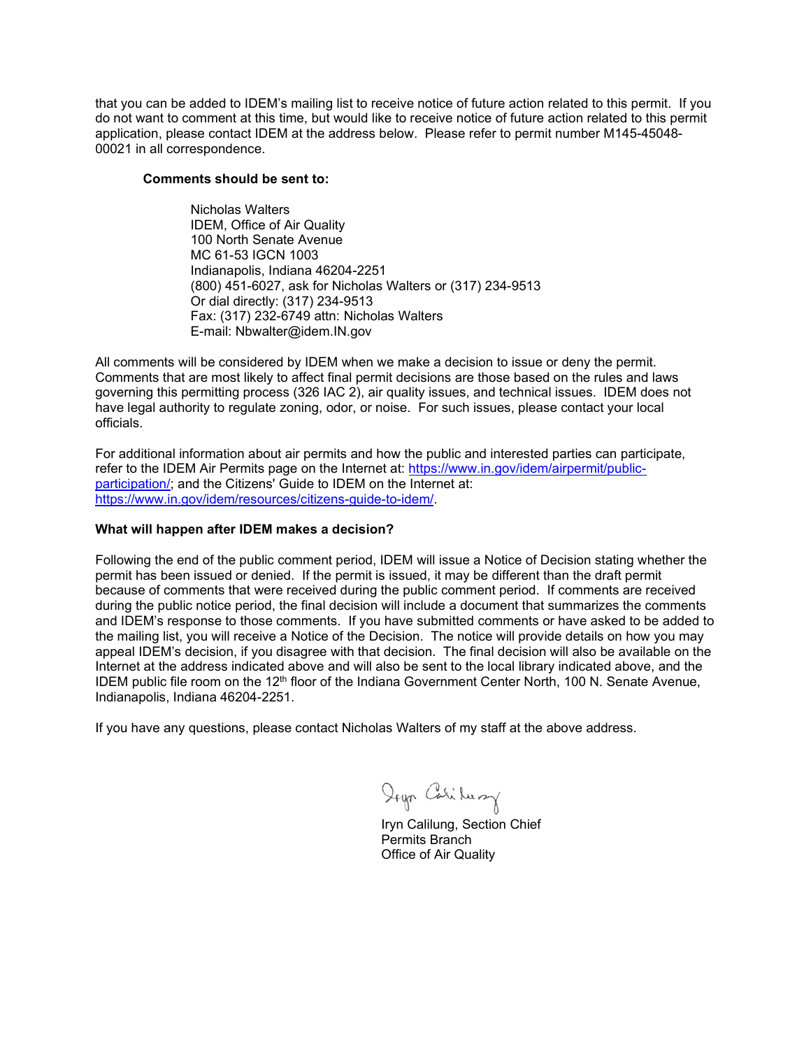that you can be added to IDEM's mailing list to receive notice of future action related to this permit. If you do not want to comment at this time, but would like to receive notice of future action related to this permit application, please contact IDEM at the address below. Please refer to permit number M145-45048-00021 in all correspondence.

**Comments should be sent to:**

Nicholas Walters
IDEM, Office of Air Quality
100 North Senate Avenue
MC 61-53 IGCN 1003
Indianapolis, Indiana 46204-2251
(800) 451-6027, ask for Nicholas Walters or (317) 234-9513
Or dial directly: (317) 234-9513
Fax: (317) 232-6749 attn: Nicholas Walters
E-mail: Nbwalter@idem.IN.gov

All comments will be considered by IDEM when we make a decision to issue or deny the permit. Comments that are most likely to affect final permit decisions are those based on the rules and laws governing this permitting process (326 IAC 2), air quality issues, and technical issues. IDEM does not have legal authority to regulate zoning, odor, or noise. For such issues, please contact your local officials.

For additional information about air permits and how the public and interested parties can participate, refer to the IDEM Air Permits page on the Internet at: https://www.in.gov/idem/airpermit/public-participation/; and the Citizens' Guide to IDEM on the Internet at: https://www.in.gov/idem/resources/citizens-guide-to-idem/.

**What will happen after IDEM makes a decision?**

Following the end of the public comment period, IDEM will issue a Notice of Decision stating whether the permit has been issued or denied. If the permit is issued, it may be different than the draft permit because of comments that were received during the public comment period. If comments are received during the public notice period, the final decision will include a document that summarizes the comments and IDEM's response to those comments. If you have submitted comments or have asked to be added to the mailing list, you will receive a Notice of the Decision. The notice will provide details on how you may appeal IDEM's decision, if you disagree with that decision. The final decision will also be available on the Internet at the address indicated above and will also be sent to the local library indicated above, and the IDEM public file room on the 12th floor of the Indiana Government Center North, 100 N. Senate Avenue, Indianapolis, Indiana 46204-2251.

If you have any questions, please contact Nicholas Walters of my staff at the above address.

Iryn Calilung, Section Chief
Permits Branch
Office of Air Quality